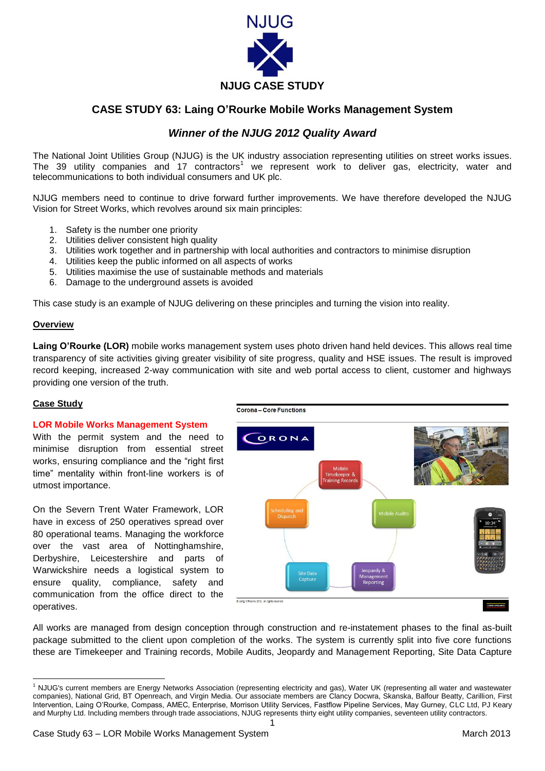# NJUG CASE STUDY

## CASE STUDY 63: Laing O'Rourke Mobile Works Management System

### *Winner of the NJUG 2012 Quality Award*

The National Joint Utilities Group (NJUG) is the UK industry association representing utilities on street works issues. The 39 utility companies and 17 contractors[1] we represent work to deliver gas, electricity, water and telecommunications to both individual consumers and UK plc.

NJUG members need to continue to drive forward further improvements. We have therefore developed the NJUG Vision for Street Works, which revolves around six main principles:

1. Safety is the number one priority
2. Utilities deliver consistent high quality
3. Utilities work together and in partnership with local authorities and contractors to minimise disruption
4. Utilities keep the public informed on all aspects of works
5. Utilities maximise the use of sustainable methods and materials
6. Damage to the underground assets is avoided

This case study is an example of NJUG delivering on these principles and turning the vision into reality.

**Overview**

**Laing O'Rourke (LOR)** mobile works management system uses photo driven hand held devices. This allows real time transparency of site activities giving greater visibility of site progress, quality and HSE issues. The result is improved record keeping, increased 2-way communication with site and web portal access to client, customer and highways providing one version of the truth.

**Case Study**

**LOR Mobile Works Management System**

With the permit system and the need to minimise disruption from essential street works, ensuring compliance and the "right first time" mentality within front-line workers is of utmost importance.

On the Severn Trent Water Framework, LOR have in excess of 250 operatives spread over 80 operational teams. Managing the workforce over the vast area of Nottinghamshire, Derbyshire, Leicestershire and parts of Warwickshire needs a logistical system to ensure quality, compliance, safety and communication from the office direct to the operatives.

Corona – Core Functions

CORONA

- Mobile Timekeeper & Training Records
- Mobile Audits
- Jeopardy & Management Reporting
- Site Data Capture
- Scheduling and Dispatch

© Laing O'Rourke 2012. All rights reserved

All works are managed from design conception through construction and re-instatement phases to the final as-built package submitted to the client upon completion of the works. The system is currently split into five core functions these are Timekeeper and Training records, Mobile Audits, Jeopardy and Management Reporting, Site Data Capture

[1] NJUG's current members are Energy Networks Association (representing electricity and gas), Water UK (representing all water and wastewater companies), National Grid, BT Openreach, and Virgin Media. Our associate members are Clancy Docwra, Skanska, Balfour Beatty, Carillion, First Intervention, Laing O'Rourke, Compass, AMEC, Enterprise, Morrison Utility Services, Fastflow Pipeline Services, May Gurney, CLC Ltd, PJ Keary and Murphy Ltd. Including members through trade associations, NJUG represents thirty eight utility companies, seventeen utility contractors.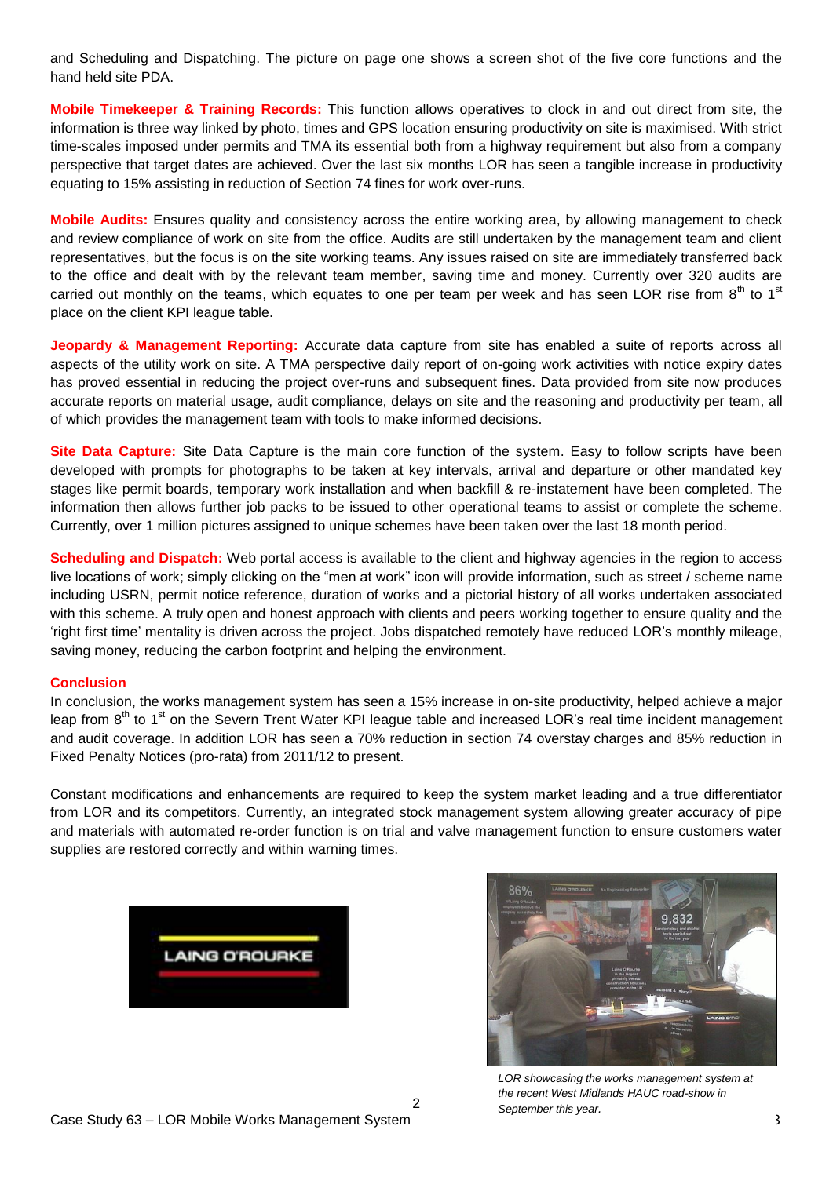and Scheduling and Dispatching. The picture on page one shows a screen shot of the five core functions and the hand held site PDA.

**Mobile Timekeeper & Training Records:** This function allows operatives to clock in and out direct from site, the information is three way linked by photo, times and GPS location ensuring productivity on site is maximised. With strict time-scales imposed under permits and TMA its essential both from a highway requirement but also from a company perspective that target dates are achieved. Over the last six months LOR has seen a tangible increase in productivity equating to 15% assisting in reduction of Section 74 fines for work over-runs.

**Mobile Audits:** Ensures quality and consistency across the entire working area, by allowing management to check and review compliance of work on site from the office. Audits are still undertaken by the management team and client representatives, but the focus is on the site working teams. Any issues raised on site are immediately transferred back to the office and dealt with by the relevant team member, saving time and money. Currently over 320 audits are carried out monthly on the teams, which equates to one per team per week and has seen LOR rise from 8th to 1st place on the client KPI league table.

**Jeopardy & Management Reporting:** Accurate data capture from site has enabled a suite of reports across all aspects of the utility work on site. A TMA perspective daily report of on-going work activities with notice expiry dates has proved essential in reducing the project over-runs and subsequent fines. Data provided from site now produces accurate reports on material usage, audit compliance, delays on site and the reasoning and productivity per team, all of which provides the management team with tools to make informed decisions.

**Site Data Capture:** Site Data Capture is the main core function of the system. Easy to follow scripts have been developed with prompts for photographs to be taken at key intervals, arrival and departure or other mandated key stages like permit boards, temporary work installation and when backfill & re-instatement have been completed. The information then allows further job packs to be issued to other operational teams to assist or complete the scheme. Currently, over 1 million pictures assigned to unique schemes have been taken over the last 18 month period.

**Scheduling and Dispatch:** Web portal access is available to the client and highway agencies in the region to access live locations of work; simply clicking on the "men at work" icon will provide information, such as street / scheme name including USRN, permit notice reference, duration of works and a pictorial history of all works undertaken associated with this scheme. A truly open and honest approach with clients and peers working together to ensure quality and the 'right first time' mentality is driven across the project. Jobs dispatched remotely have reduced LOR's monthly mileage, saving money, reducing the carbon footprint and helping the environment.

## Conclusion

In conclusion, the works management system has seen a 15% increase in on-site productivity, helped achieve a major leap from 8th to 1st on the Severn Trent Water KPI league table and increased LOR's real time incident management and audit coverage. In addition LOR has seen a 70% reduction in section 74 overstay charges and 85% reduction in Fixed Penalty Notices (pro-rata) from 2011/12 to present.

Constant modifications and enhancements are required to keep the system market leading and a true differentiator from LOR and its competitors. Currently, an integrated stock management system allowing greater accuracy of pipe and materials with automated re-order function is on trial and valve management function to ensure customers water supplies are restored correctly and within warning times.

LAING O'ROURKE

*LOR showcasing the works management system at the recent West Midlands HAUC road-show in September this year.*